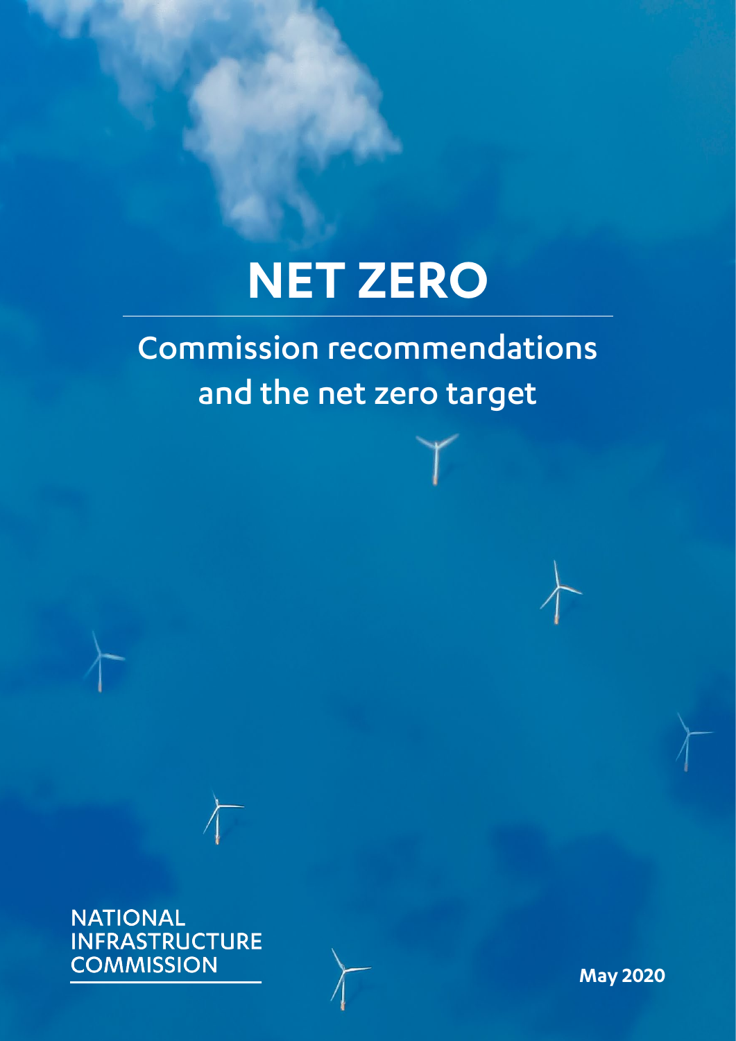# NET ZERO

## Commission recommendations and the net zero target

NATIONAL INFRASTRUCTURE COMMISSION

May 2020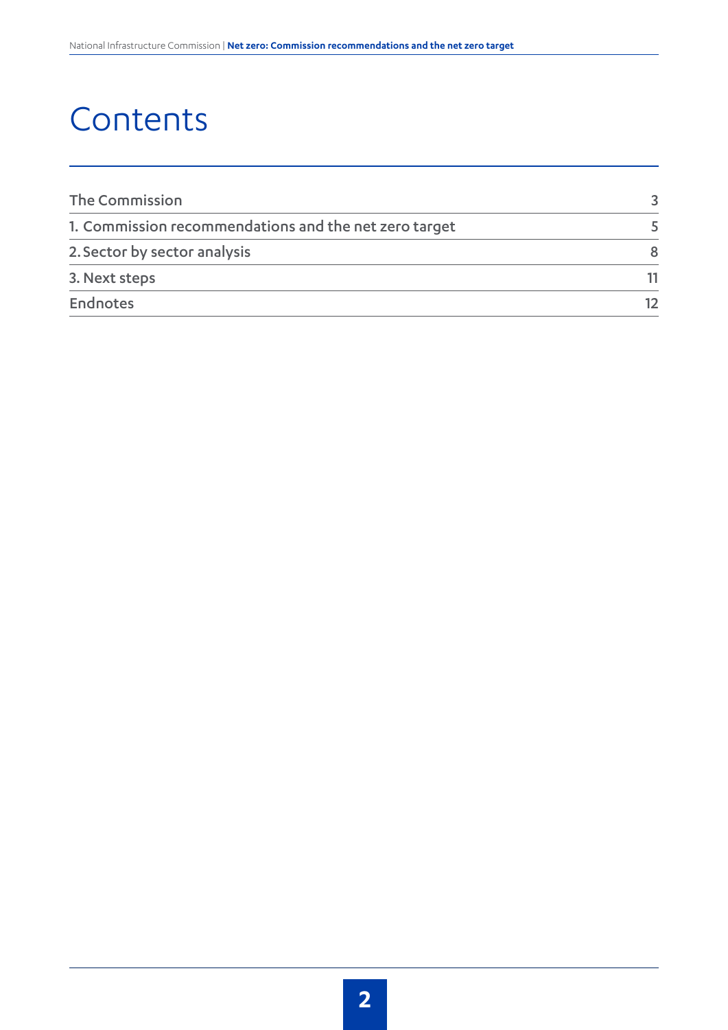# Contents

| | |
|---|---|
| The Commission | 3 |
| 1. Commission recommendations and the net zero target | 5 |
| 2. Sector by sector analysis | 8 |
| 3. Next steps | 11 |
| Endnotes | 12 |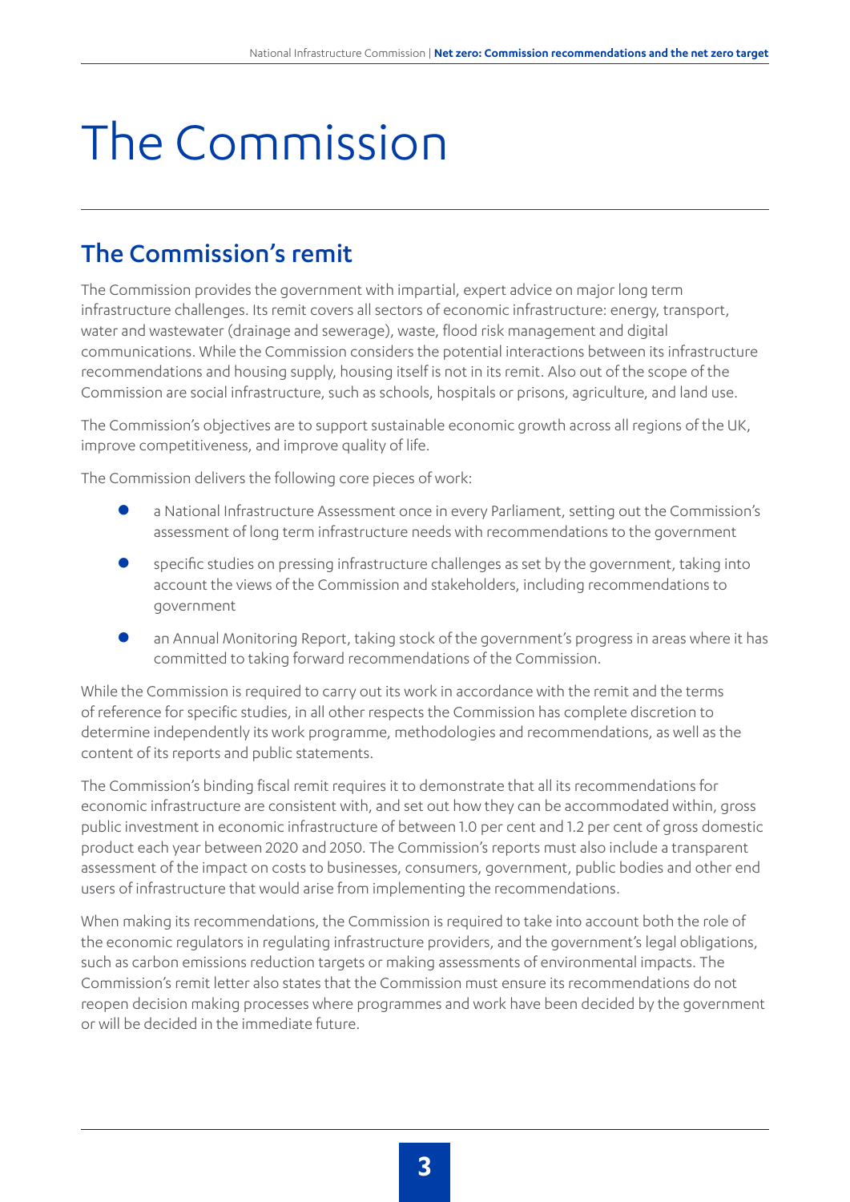# The Commission

## The Commission's remit

The Commission provides the government with impartial, expert advice on major long term infrastructure challenges. Its remit covers all sectors of economic infrastructure: energy, transport, water and wastewater (drainage and sewerage), waste, flood risk management and digital communications. While the Commission considers the potential interactions between its infrastructure recommendations and housing supply, housing itself is not in its remit. Also out of the scope of the Commission are social infrastructure, such as schools, hospitals or prisons, agriculture, and land use.

The Commission's objectives are to support sustainable economic growth across all regions of the UK, improve competitiveness, and improve quality of life.

The Commission delivers the following core pieces of work:

- a National Infrastructure Assessment once in every Parliament, setting out the Commission's assessment of long term infrastructure needs with recommendations to the government
- specific studies on pressing infrastructure challenges as set by the government, taking into account the views of the Commission and stakeholders, including recommendations to government
- an Annual Monitoring Report, taking stock of the government's progress in areas where it has committed to taking forward recommendations of the Commission.

While the Commission is required to carry out its work in accordance with the remit and the terms of reference for specific studies, in all other respects the Commission has complete discretion to determine independently its work programme, methodologies and recommendations, as well as the content of its reports and public statements.

The Commission's binding fiscal remit requires it to demonstrate that all its recommendations for economic infrastructure are consistent with, and set out how they can be accommodated within, gross public investment in economic infrastructure of between 1.0 per cent and 1.2 per cent of gross domestic product each year between 2020 and 2050. The Commission's reports must also include a transparent assessment of the impact on costs to businesses, consumers, government, public bodies and other end users of infrastructure that would arise from implementing the recommendations.

When making its recommendations, the Commission is required to take into account both the role of the economic regulators in regulating infrastructure providers, and the government's legal obligations, such as carbon emissions reduction targets or making assessments of environmental impacts. The Commission's remit letter also states that the Commission must ensure its recommendations do not reopen decision making processes where programmes and work have been decided by the government or will be decided in the immediate future.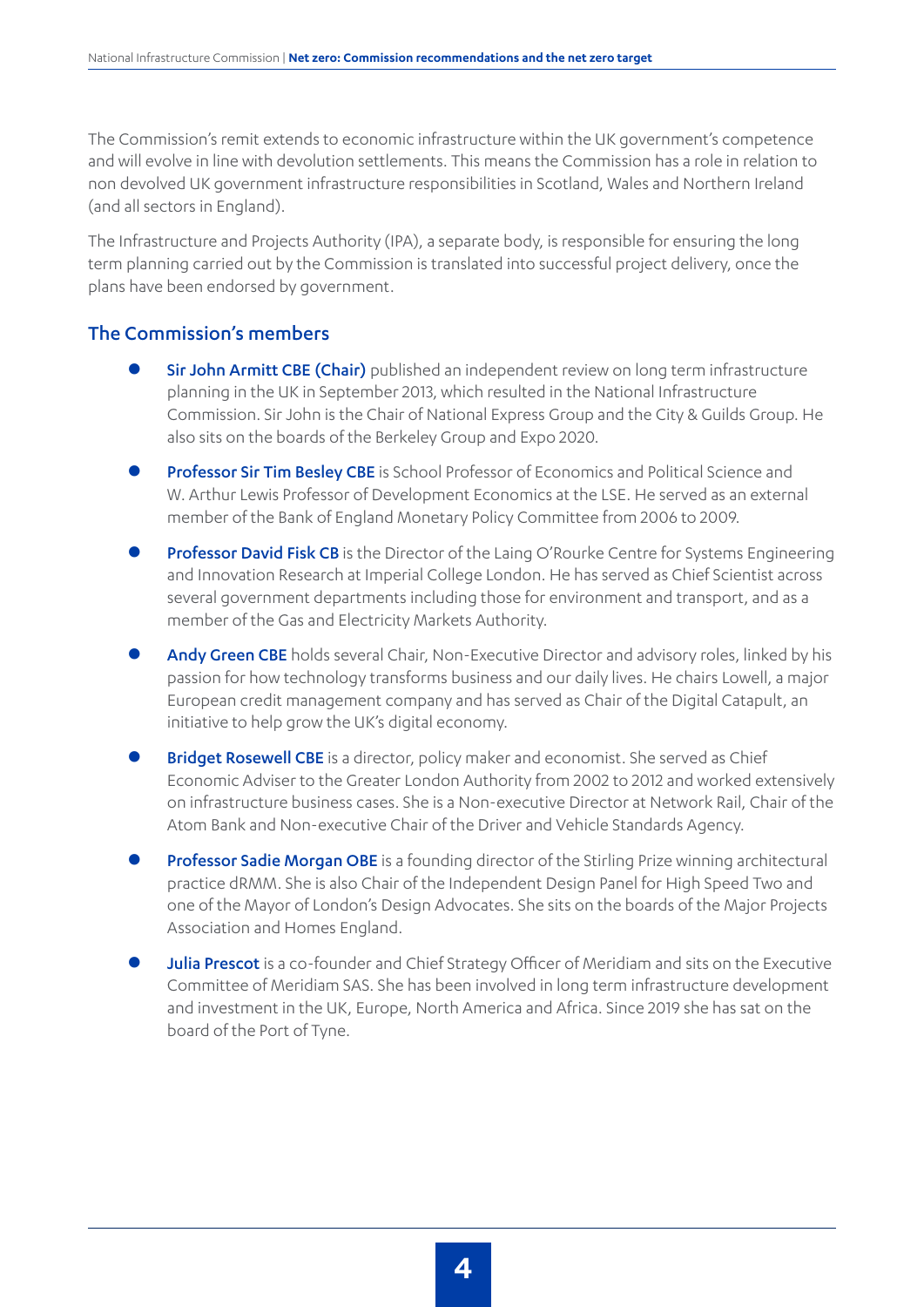The Commission's remit extends to economic infrastructure within the UK government's competence and will evolve in line with devolution settlements. This means the Commission has a role in relation to non devolved UK government infrastructure responsibilities in Scotland, Wales and Northern Ireland (and all sectors in England).

The Infrastructure and Projects Authority (IPA), a separate body, is responsible for ensuring the long term planning carried out by the Commission is translated into successful project delivery, once the plans have been endorsed by government.

## The Commission's members

- **Sir John Armitt CBE (Chair)** published an independent review on long term infrastructure planning in the UK in September 2013, which resulted in the National Infrastructure Commission. Sir John is the Chair of National Express Group and the City & Guilds Group. He also sits on the boards of the Berkeley Group and Expo 2020.
- **Professor Sir Tim Besley CBE** is School Professor of Economics and Political Science and W. Arthur Lewis Professor of Development Economics at the LSE. He served as an external member of the Bank of England Monetary Policy Committee from 2006 to 2009.
- **Professor David Fisk CB** is the Director of the Laing O'Rourke Centre for Systems Engineering and Innovation Research at Imperial College London. He has served as Chief Scientist across several government departments including those for environment and transport, and as a member of the Gas and Electricity Markets Authority.
- **Andy Green CBE** holds several Chair, Non-Executive Director and advisory roles, linked by his passion for how technology transforms business and our daily lives. He chairs Lowell, a major European credit management company and has served as Chair of the Digital Catapult, an initiative to help grow the UK's digital economy.
- **Bridget Rosewell CBE** is a director, policy maker and economist. She served as Chief Economic Adviser to the Greater London Authority from 2002 to 2012 and worked extensively on infrastructure business cases. She is a Non-executive Director at Network Rail, Chair of the Atom Bank and Non-executive Chair of the Driver and Vehicle Standards Agency.
- **Professor Sadie Morgan OBE** is a founding director of the Stirling Prize winning architectural practice dRMM. She is also Chair of the Independent Design Panel for High Speed Two and one of the Mayor of London's Design Advocates. She sits on the boards of the Major Projects Association and Homes England.
- **Julia Prescot** is a co-founder and Chief Strategy Officer of Meridiam and sits on the Executive Committee of Meridiam SAS. She has been involved in long term infrastructure development and investment in the UK, Europe, North America and Africa. Since 2019 she has sat on the board of the Port of Tyne.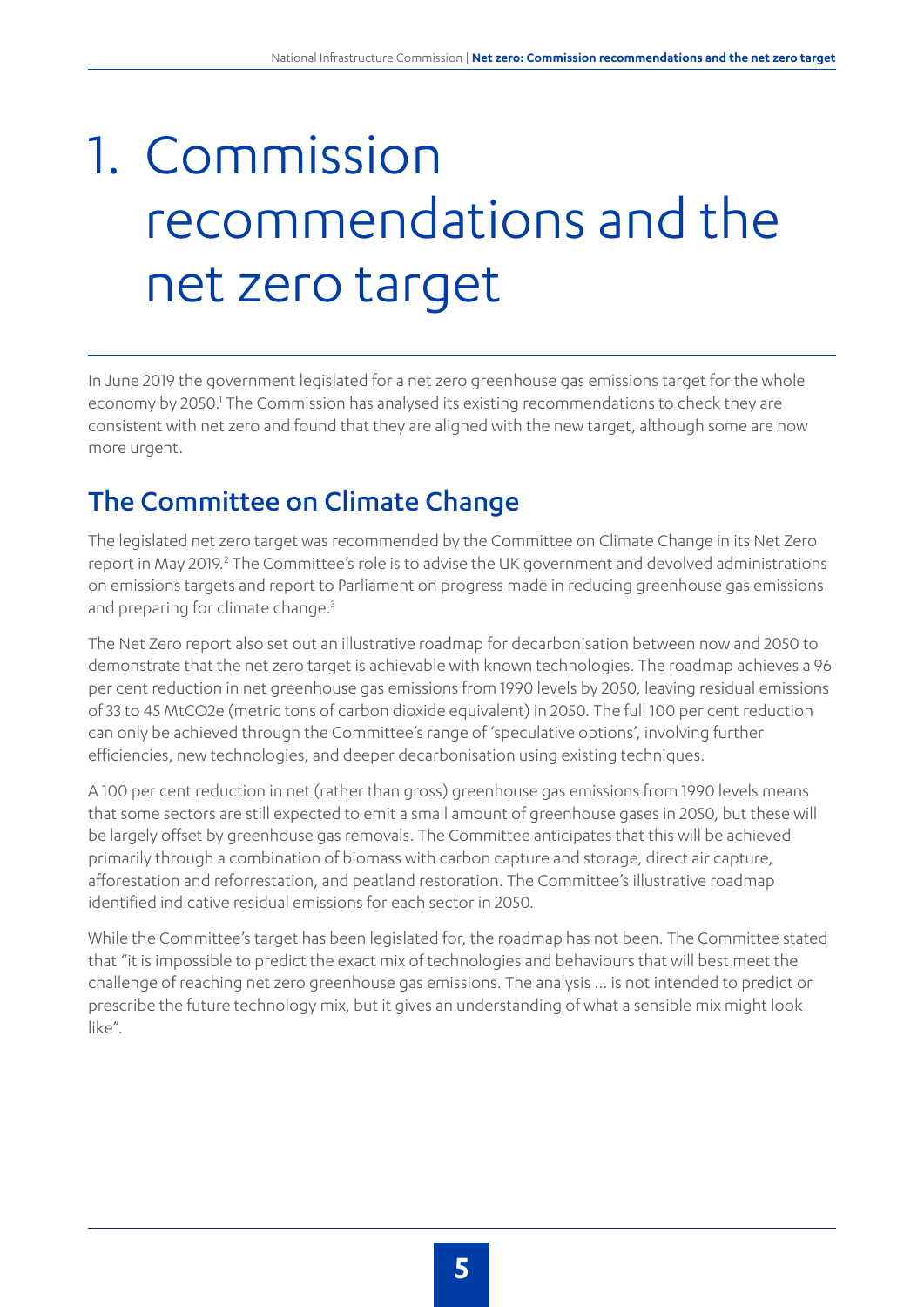# 1. Commission recommendations and the net zero target

In June 2019 the government legislated for a net zero greenhouse gas emissions target for the whole economy by 2050.[1] The Commission has analysed its existing recommendations to check they are consistent with net zero and found that they are aligned with the new target, although some are now more urgent.

## The Committee on Climate Change

The legislated net zero target was recommended by the Committee on Climate Change in its Net Zero report in May 2019.[2] The Committee's role is to advise the UK government and devolved administrations on emissions targets and report to Parliament on progress made in reducing greenhouse gas emissions and preparing for climate change.[3]

The Net Zero report also set out an illustrative roadmap for decarbonisation between now and 2050 to demonstrate that the net zero target is achievable with known technologies. The roadmap achieves a 96 per cent reduction in net greenhouse gas emissions from 1990 levels by 2050, leaving residual emissions of 33 to 45 MtCO2e (metric tons of carbon dioxide equivalent) in 2050. The full 100 per cent reduction can only be achieved through the Committee's range of 'speculative options', involving further efficiencies, new technologies, and deeper decarbonisation using existing techniques.

A 100 per cent reduction in net (rather than gross) greenhouse gas emissions from 1990 levels means that some sectors are still expected to emit a small amount of greenhouse gases in 2050, but these will be largely offset by greenhouse gas removals. The Committee anticipates that this will be achieved primarily through a combination of biomass with carbon capture and storage, direct air capture, afforestation and reforrestation, and peatland restoration. The Committee's illustrative roadmap identified indicative residual emissions for each sector in 2050.

While the Committee's target has been legislated for, the roadmap has not been. The Committee stated that "it is impossible to predict the exact mix of technologies and behaviours that will best meet the challenge of reaching net zero greenhouse gas emissions. The analysis ... is not intended to predict or prescribe the future technology mix, but it gives an understanding of what a sensible mix might look like".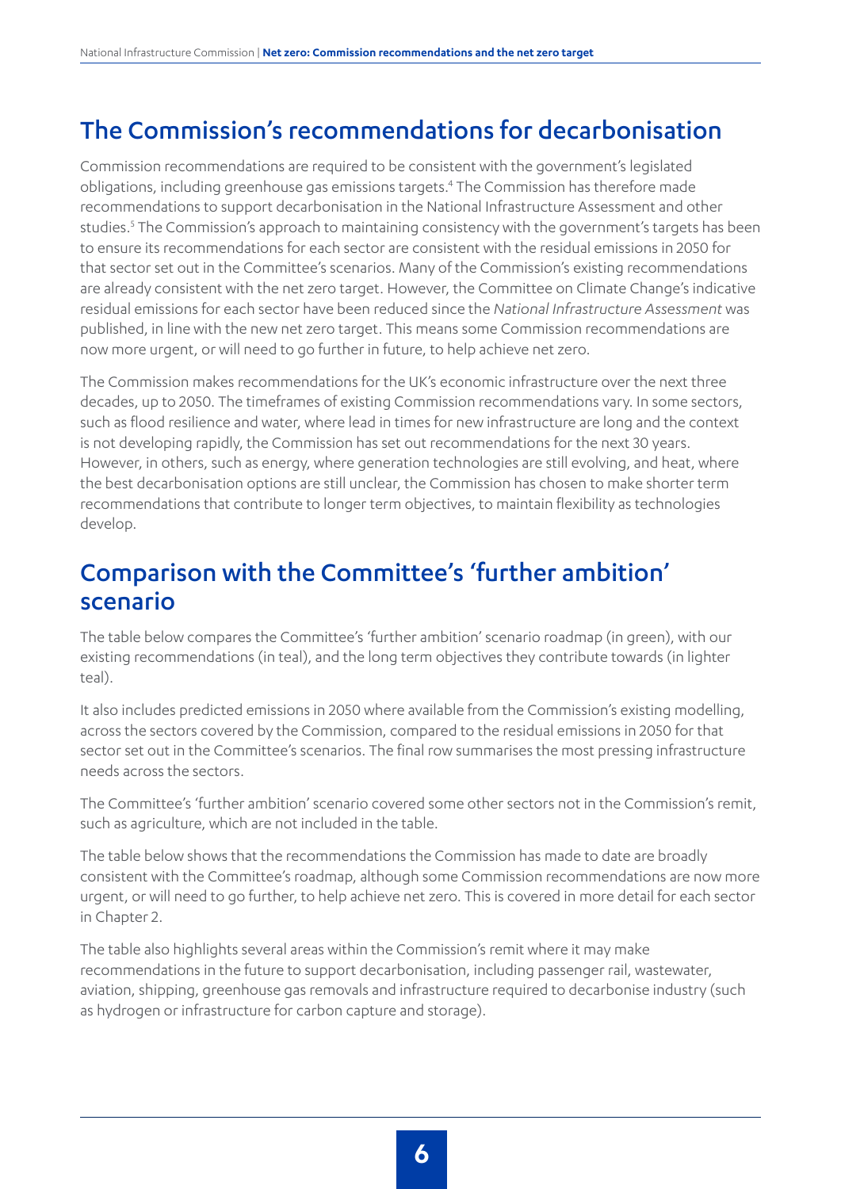## The Commission's recommendations for decarbonisation

Commission recommendations are required to be consistent with the government's legislated obligations, including greenhouse gas emissions targets.[4] The Commission has therefore made recommendations to support decarbonisation in the National Infrastructure Assessment and other studies.[5] The Commission's approach to maintaining consistency with the government's targets has been to ensure its recommendations for each sector are consistent with the residual emissions in 2050 for that sector set out in the Committee's scenarios. Many of the Commission's existing recommendations are already consistent with the net zero target. However, the Committee on Climate Change's indicative residual emissions for each sector have been reduced since the *National Infrastructure Assessment* was published, in line with the new net zero target. This means some Commission recommendations are now more urgent, or will need to go further in future, to help achieve net zero.

The Commission makes recommendations for the UK's economic infrastructure over the next three decades, up to 2050. The timeframes of existing Commission recommendations vary. In some sectors, such as flood resilience and water, where lead in times for new infrastructure are long and the context is not developing rapidly, the Commission has set out recommendations for the next 30 years. However, in others, such as energy, where generation technologies are still evolving, and heat, where the best decarbonisation options are still unclear, the Commission has chosen to make shorter term recommendations that contribute to longer term objectives, to maintain flexibility as technologies develop.

## Comparison with the Committee's 'further ambition' scenario

The table below compares the Committee's 'further ambition' scenario roadmap (in green), with our existing recommendations (in teal), and the long term objectives they contribute towards (in lighter teal).

It also includes predicted emissions in 2050 where available from the Commission's existing modelling, across the sectors covered by the Commission, compared to the residual emissions in 2050 for that sector set out in the Committee's scenarios. The final row summarises the most pressing infrastructure needs across the sectors.

The Committee's 'further ambition' scenario covered some other sectors not in the Commission's remit, such as agriculture, which are not included in the table.

The table below shows that the recommendations the Commission has made to date are broadly consistent with the Committee's roadmap, although some Commission recommendations are now more urgent, or will need to go further, to help achieve net zero. This is covered in more detail for each sector in Chapter 2.

The table also highlights several areas within the Commission's remit where it may make recommendations in the future to support decarbonisation, including passenger rail, wastewater, aviation, shipping, greenhouse gas removals and infrastructure required to decarbonise industry (such as hydrogen or infrastructure for carbon capture and storage).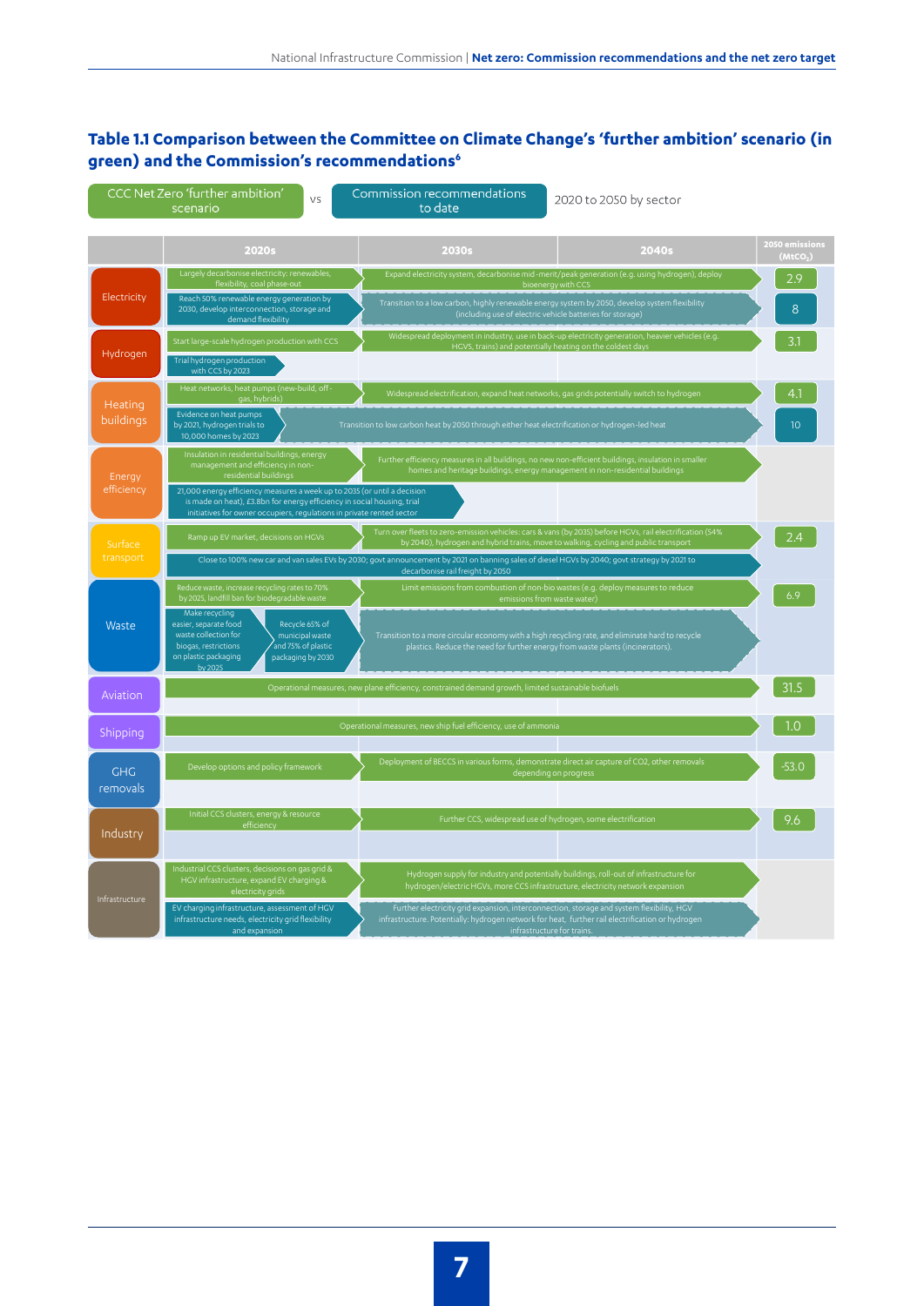### Table 1.1 Comparison between the Committee on Climate Change's 'further ambition' scenario (in green) and the Commission's recommendations[6]

CCC Net Zero 'further ambition' scenario vs Commission recommendations to date — 2020 to 2050 by sector

| Sector | Source | 2020s | 2030s | 2040s | 2050 emissions ($MtCO_2$) |
|---|---|---|---|---|---|
| Electricity | CCC | Largely decarbonise electricity: renewables, flexibility, coal phase-out | Expand electricity system, decarbonise mid-merit/peak generation (e.g. using hydrogen), deploy bioenergy with CCS | | 2.9 |
| | Commission | Reach 50% renewable energy generation by 2030, develop interconnection, storage and demand flexibility | Transition to a low carbon, highly renewable energy system by 2050, develop system flexibility (including use of electric vehicle batteries for storage) | | 8 |
| Hydrogen | CCC | Start large-scale hydrogen production with CCS | Widespread deployment in industry, use in back-up electricity generation, heavier vehicles (e.g. HGVS, trains) and potentially heating on the coldest days | | 3.1 |
| | Commission | Trial hydrogen production with CCS by 2023 | | | |
| Heating buildings | CCC | Heat networks, heat pumps (new-build, off-gas, hybrids) | Widespread electrification, expand heat networks, gas grids potentially switch to hydrogen | | 4.1 |
| | Commission | Evidence on heat pumps by 2021, hydrogen trials to 10,000 homes by 2023 | Transition to low carbon heat by 2050 through either heat electrification or hydrogen-led heat | | 10 |
| Energy efficiency | CCC | Insulation in residential buildings, energy management and efficiency in non-residential buildings | Further efficiency measures in all buildings, no new non-efficient buildings, insulation in smaller homes and heritage buildings, energy management in non-residential buildings | | |
| | Commission | 21,000 energy efficiency measures a week up to 2035 (or until a decision is made on heat), £3.8bn for energy efficiency in social housing, trial initiatives for owner occupiers, regulations in private rented sector | | | |
| Surface transport | CCC | Ramp up EV market, decisions on HGVs | Turn over fleets to zero-emission vehicles: cars & vans (by 2035) before HGVs, rail electrification (54% by 2040), hydrogen and hybrid trains, move to walking, cycling and public transport | | 2.4 |
| | Commission | Close to 100% new car and van sales EVs by 2030; govt announcement by 2021 on banning sales of diesel HGVs by 2040; govt strategy by 2021 to decarbonise rail freight by 2050 | | | |
| Waste | CCC | Reduce waste, increase recycling rates to 70% by 2025, landfill ban for biodegradable waste | Limit emissions from combustion of non-bio wastes (e.g. deploy measures to reduce emissions from waste water) | | 6.9 |
| | Commission | Make recycling easier, separate food waste collection for biogas, restrictions on plastic packaging by 2025; Recycle 65% of municipal waste and 75% of plastic packaging by 2030 | Transition to a more circular economy with a high recycling rate, and eliminate hard to recycle plastics. Reduce the need for further energy from waste plants (incinerators). | | |
| Aviation | CCC | Operational measures, new plane efficiency, constrained demand growth, limited sustainable biofuels | | | 31.5 |
| Shipping | CCC | Operational measures, new ship fuel efficiency, use of ammonia | | | 1.0 |
| GHG removals | CCC | Develop options and policy framework | Deployment of BECCS in various forms, demonstrate direct air capture of CO2, other removals depending on progress | | -53.0 |
| Industry | CCC | Initial CCS clusters, energy & resource efficiency | Further CCS, widespread use of hydrogen, some electrification | | 9.6 |
| Infrastructure | CCC | Industrial CCS clusters, decisions on gas grid & HGV infrastructure, expand EV charging & electricity grids | Hydrogen supply for industry and potentially buildings, roll-out of infrastructure for hydrogen/electric HGVs, more CCS infrastructure, electricity network expansion | | |
| | Commission | EV charging infrastructure, assessment of HGV infrastructure needs, electricity grid flexibility and expansion | Further electricity grid expansion, interconnection, storage and system flexibility, HGV infrastructure. Potentially: hydrogen network for heat, further rail electrification or hydrogen infrastructure for trains. | | |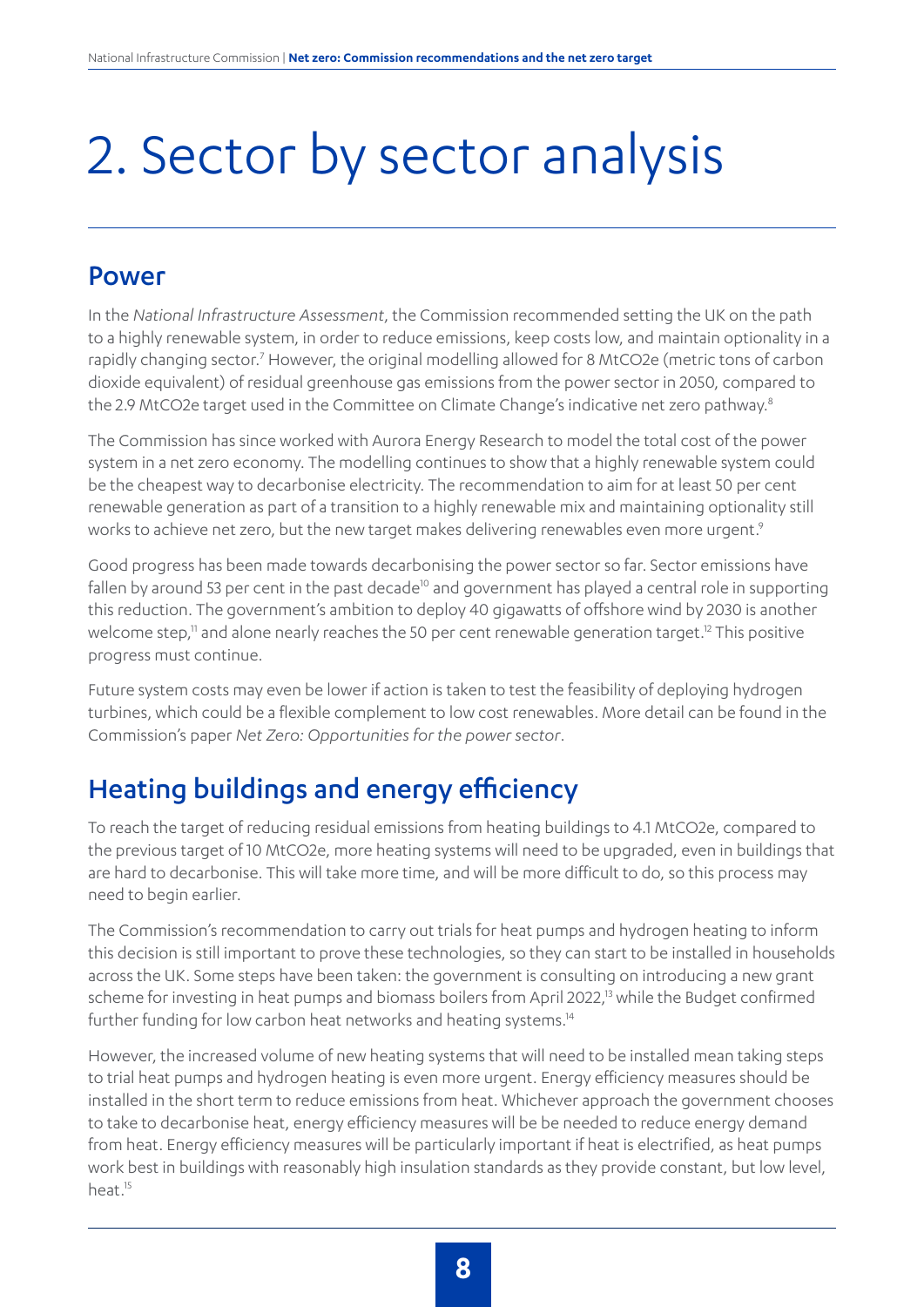# 2. Sector by sector analysis

## Power

In the *National Infrastructure Assessment*, the Commission recommended setting the UK on the path to a highly renewable system, in order to reduce emissions, keep costs low, and maintain optionality in a rapidly changing sector.[7] However, the original modelling allowed for 8 MtCO2e (metric tons of carbon dioxide equivalent) of residual greenhouse gas emissions from the power sector in 2050, compared to the 2.9 MtCO2e target used in the Committee on Climate Change's indicative net zero pathway.[8]

The Commission has since worked with Aurora Energy Research to model the total cost of the power system in a net zero economy. The modelling continues to show that a highly renewable system could be the cheapest way to decarbonise electricity. The recommendation to aim for at least 50 per cent renewable generation as part of a transition to a highly renewable mix and maintaining optionality still works to achieve net zero, but the new target makes delivering renewables even more urgent.[9]

Good progress has been made towards decarbonising the power sector so far. Sector emissions have fallen by around 53 per cent in the past decade[10] and government has played a central role in supporting this reduction. The government's ambition to deploy 40 gigawatts of offshore wind by 2030 is another welcome step,[11] and alone nearly reaches the 50 per cent renewable generation target.[12] This positive progress must continue.

Future system costs may even be lower if action is taken to test the feasibility of deploying hydrogen turbines, which could be a flexible complement to low cost renewables. More detail can be found in the Commission's paper *Net Zero: Opportunities for the power sector*.

## Heating buildings and energy efficiency

To reach the target of reducing residual emissions from heating buildings to 4.1 MtCO2e, compared to the previous target of 10 MtCO2e, more heating systems will need to be upgraded, even in buildings that are hard to decarbonise. This will take more time, and will be more difficult to do, so this process may need to begin earlier.

The Commission's recommendation to carry out trials for heat pumps and hydrogen heating to inform this decision is still important to prove these technologies, so they can start to be installed in households across the UK. Some steps have been taken: the government is consulting on introducing a new grant scheme for investing in heat pumps and biomass boilers from April 2022,[13] while the Budget confirmed further funding for low carbon heat networks and heating systems.[14]

However, the increased volume of new heating systems that will need to be installed mean taking steps to trial heat pumps and hydrogen heating is even more urgent. Energy efficiency measures should be installed in the short term to reduce emissions from heat. Whichever approach the government chooses to take to decarbonise heat, energy efficiency measures will be be needed to reduce energy demand from heat. Energy efficiency measures will be particularly important if heat is electrified, as heat pumps work best in buildings with reasonably high insulation standards as they provide constant, but low level, heat.[15]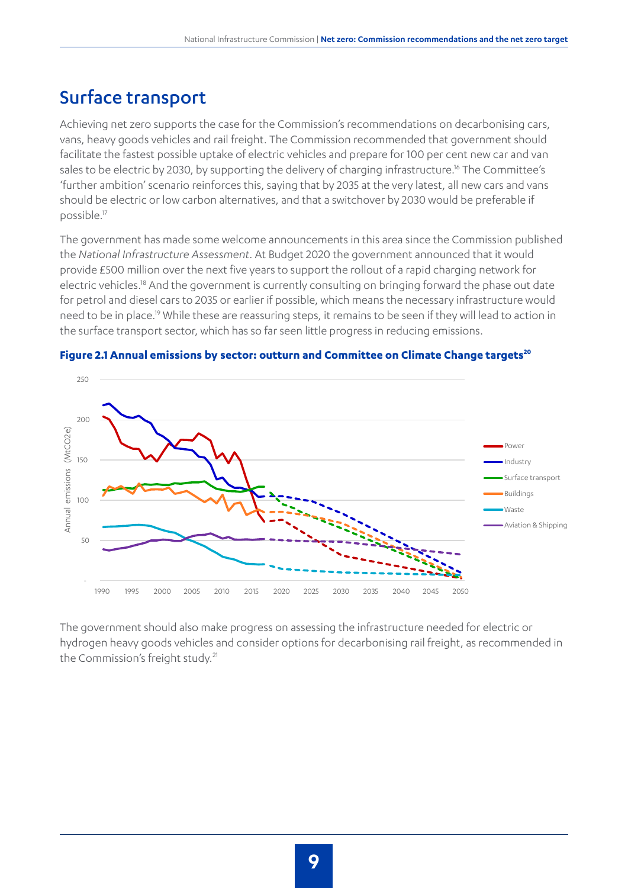## Surface transport

Achieving net zero supports the case for the Commission's recommendations on decarbonising cars, vans, heavy goods vehicles and rail freight. The Commission recommended that government should facilitate the fastest possible uptake of electric vehicles and prepare for 100 per cent new car and van sales to be electric by 2030, by supporting the delivery of charging infrastructure.[16] The Committee's 'further ambition' scenario reinforces this, saying that by 2035 at the very latest, all new cars and vans should be electric or low carbon alternatives, and that a switchover by 2030 would be preferable if possible.[17]

The government has made some welcome announcements in this area since the Commission published the *National Infrastructure Assessment*. At Budget 2020 the government announced that it would provide £500 million over the next five years to support the rollout of a rapid charging network for electric vehicles.[18] And the government is currently consulting on bringing forward the phase out date for petrol and diesel cars to 2035 or earlier if possible, which means the necessary infrastructure would need to be in place.[19] While these are reassuring steps, it remains to be seen if they will lead to action in the surface transport sector, which has so far seen little progress in reducing emissions.

**Figure 2.1 Annual emissions by sector: outturn and Committee on Climate Change targets[20]**

The government should also make progress on assessing the infrastructure needed for electric or hydrogen heavy goods vehicles and consider options for decarbonising rail freight, as recommended in the Commission's freight study.[21]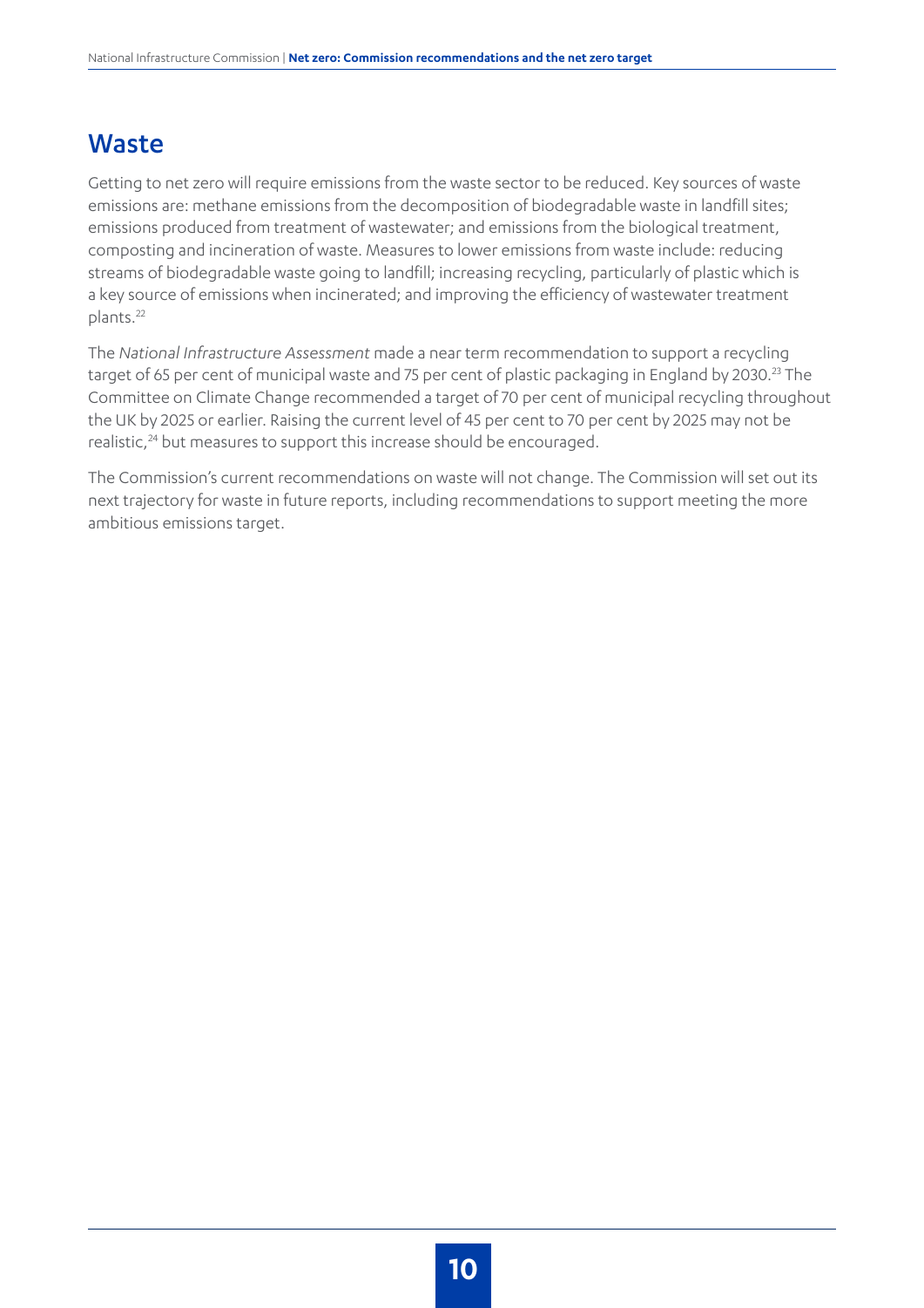## Waste

Getting to net zero will require emissions from the waste sector to be reduced. Key sources of waste emissions are: methane emissions from the decomposition of biodegradable waste in landfill sites; emissions produced from treatment of wastewater; and emissions from the biological treatment, composting and incineration of waste. Measures to lower emissions from waste include: reducing streams of biodegradable waste going to landfill; increasing recycling, particularly of plastic which is a key source of emissions when incinerated; and improving the efficiency of wastewater treatment plants.[22]

The *National Infrastructure Assessment* made a near term recommendation to support a recycling target of 65 per cent of municipal waste and 75 per cent of plastic packaging in England by 2030.[23] The Committee on Climate Change recommended a target of 70 per cent of municipal recycling throughout the UK by 2025 or earlier. Raising the current level of 45 per cent to 70 per cent by 2025 may not be realistic,[24] but measures to support this increase should be encouraged.

The Commission's current recommendations on waste will not change. The Commission will set out its next trajectory for waste in future reports, including recommendations to support meeting the more ambitious emissions target.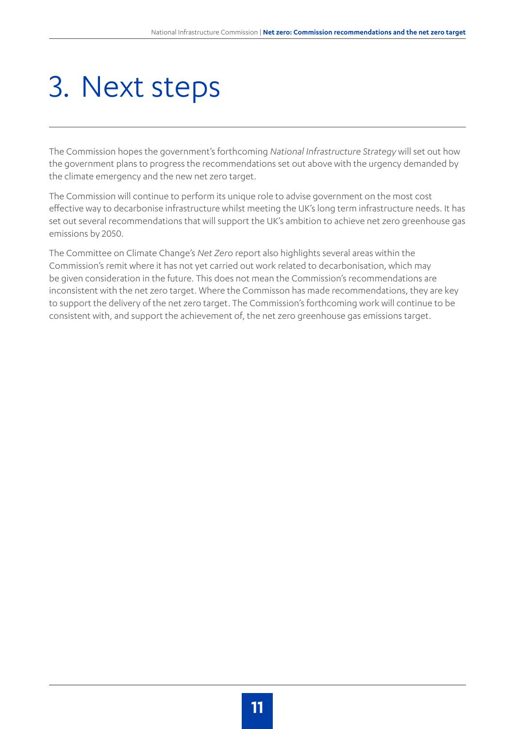# 3. Next steps

The Commission hopes the government's forthcoming *National Infrastructure Strategy* will set out how the government plans to progress the recommendations set out above with the urgency demanded by the climate emergency and the new net zero target.

The Commission will continue to perform its unique role to advise government on the most cost effective way to decarbonise infrastructure whilst meeting the UK's long term infrastructure needs. It has set out several recommendations that will support the UK's ambition to achieve net zero greenhouse gas emissions by 2050.

The Committee on Climate Change's *Net Zero* report also highlights several areas within the Commission's remit where it has not yet carried out work related to decarbonisation, which may be given consideration in the future. This does not mean the Commission's recommendations are inconsistent with the net zero target. Where the Commisson has made recommendations, they are key to support the delivery of the net zero target. The Commission's forthcoming work will continue to be consistent with, and support the achievement of, the net zero greenhouse gas emissions target.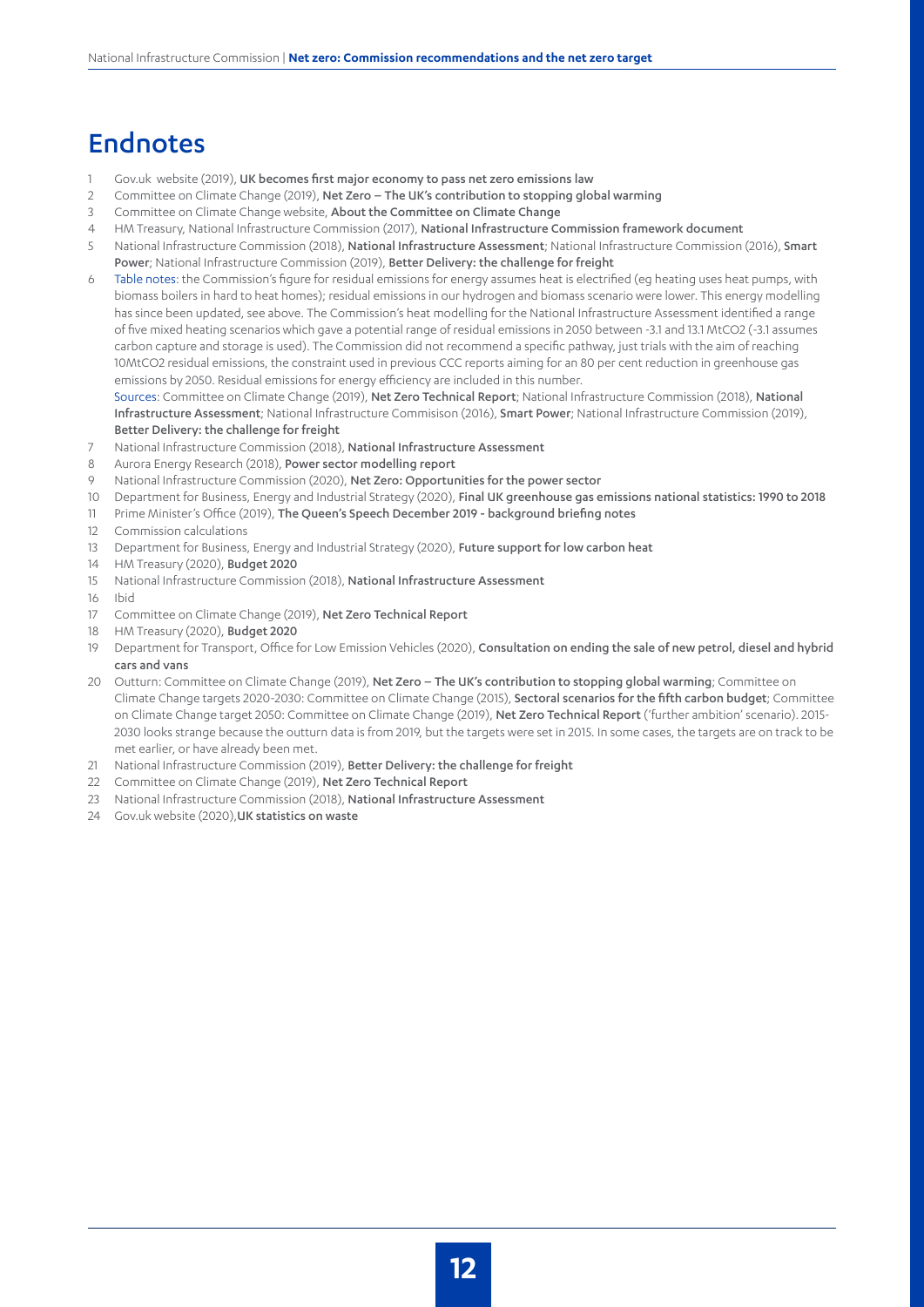# Endnotes

1. Gov.uk website (2019), **UK becomes first major economy to pass net zero emissions law**
2. Committee on Climate Change (2019), **Net Zero – The UK's contribution to stopping global warming**
3. Committee on Climate Change website, **About the Committee on Climate Change**
4. HM Treasury, National Infrastructure Commission (2017), **National Infrastructure Commission framework document**
5. National Infrastructure Commission (2018), **National Infrastructure Assessment**; National Infrastructure Commission (2016), **Smart Power**; National Infrastructure Commission (2019), **Better Delivery: the challenge for freight**
6. Table notes: the Commission's figure for residual emissions for energy assumes heat is electrified (eg heating uses heat pumps, with biomass boilers in hard to heat homes); residual emissions in our hydrogen and biomass scenario were lower. This energy modelling has since been updated, see above. The Commission's heat modelling for the National Infrastructure Assessment identified a range of five mixed heating scenarios which gave a potential range of residual emissions in 2050 between -3.1 and 13.1 $MtCO_2$ (-3.1 assumes carbon capture and storage is used). The Commission did not recommend a specific pathway, just trials with the aim of reaching 10$MtCO_2$ residual emissions, the constraint used in previous CCC reports aiming for an 80 per cent reduction in greenhouse gas emissions by 2050. Residual emissions for energy efficiency are included in this number.
   Sources: Committee on Climate Change (2019), **Net Zero Technical Report**; National Infrastructure Commission (2018), **National Infrastructure Assessment**; National Infrastructure Commisison (2016), **Smart Power**; National Infrastructure Commission (2019), **Better Delivery: the challenge for freight**
7. National Infrastructure Commission (2018), **National Infrastructure Assessment**
8. Aurora Energy Research (2018), **Power sector modelling report**
9. National Infrastructure Commission (2020), **Net Zero: Opportunities for the power sector**
10. Department for Business, Energy and Industrial Strategy (2020), **Final UK greenhouse gas emissions national statistics: 1990 to 2018**
11. Prime Minister's Office (2019), **The Queen's Speech December 2019 - background briefing notes**
12. Commission calculations
13. Department for Business, Energy and Industrial Strategy (2020), **Future support for low carbon heat**
14. HM Treasury (2020), **Budget 2020**
15. National Infrastructure Commission (2018), **National Infrastructure Assessment**
16. Ibid
17. Committee on Climate Change (2019), **Net Zero Technical Report**
18. HM Treasury (2020), **Budget 2020**
19. Department for Transport, Office for Low Emission Vehicles (2020), **Consultation on ending the sale of new petrol, diesel and hybrid cars and vans**
20. Outturn: Committee on Climate Change (2019), **Net Zero – The UK's contribution to stopping global warming**; Committee on Climate Change targets 2020-2030: Committee on Climate Change (2015), **Sectoral scenarios for the fifth carbon budget**; Committee on Climate Change target 2050: Committee on Climate Change (2019), **Net Zero Technical Report** ('further ambition' scenario). 2015-2030 looks strange because the outturn data is from 2019, but the targets were set in 2015. In some cases, the targets are on track to be met earlier, or have already been met.
21. National Infrastructure Commission (2019), **Better Delivery: the challenge for freight**
22. Committee on Climate Change (2019), **Net Zero Technical Report**
23. National Infrastructure Commission (2018), **National Infrastructure Assessment**
24. Gov.uk website (2020), **UK statistics on waste**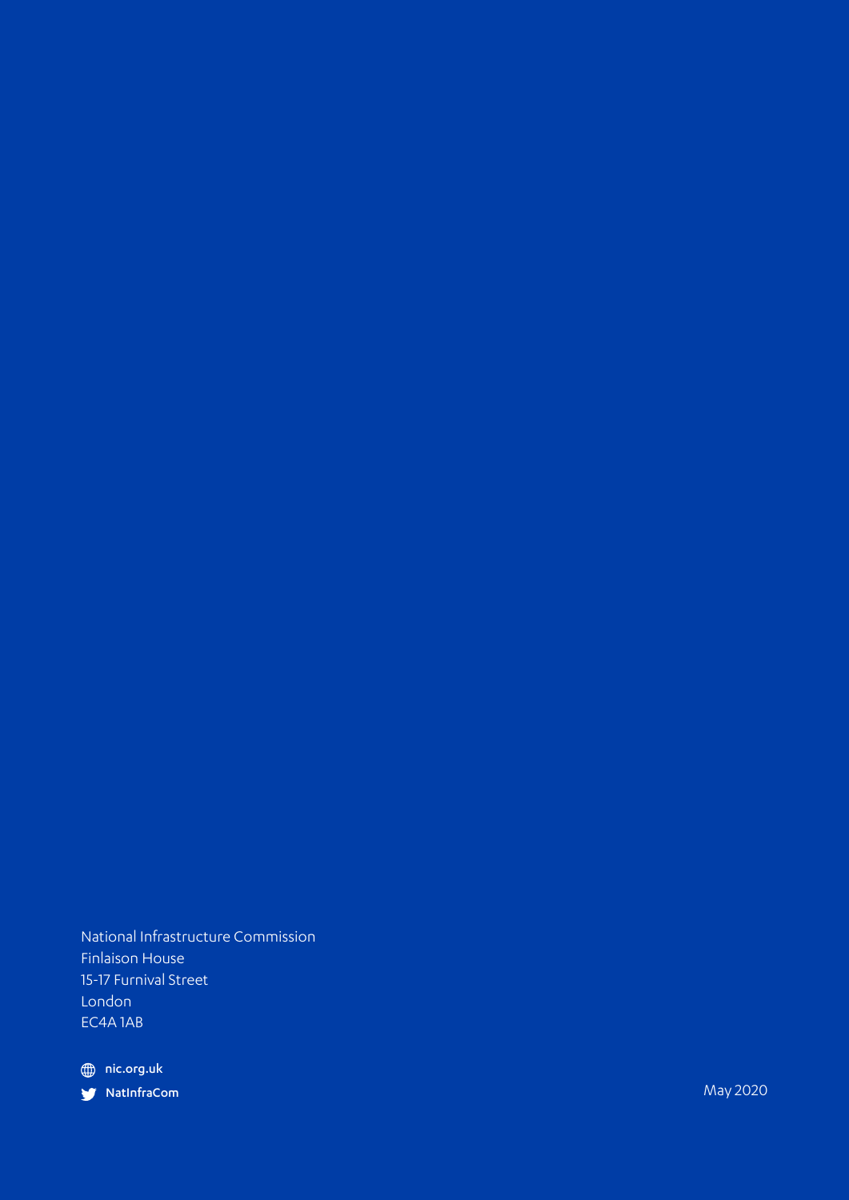National Infrastructure Commission
Finlaison House
15-17 Furnival Street
London
EC4A 1AB

nic.org.uk

NatInfraCom

May 2020